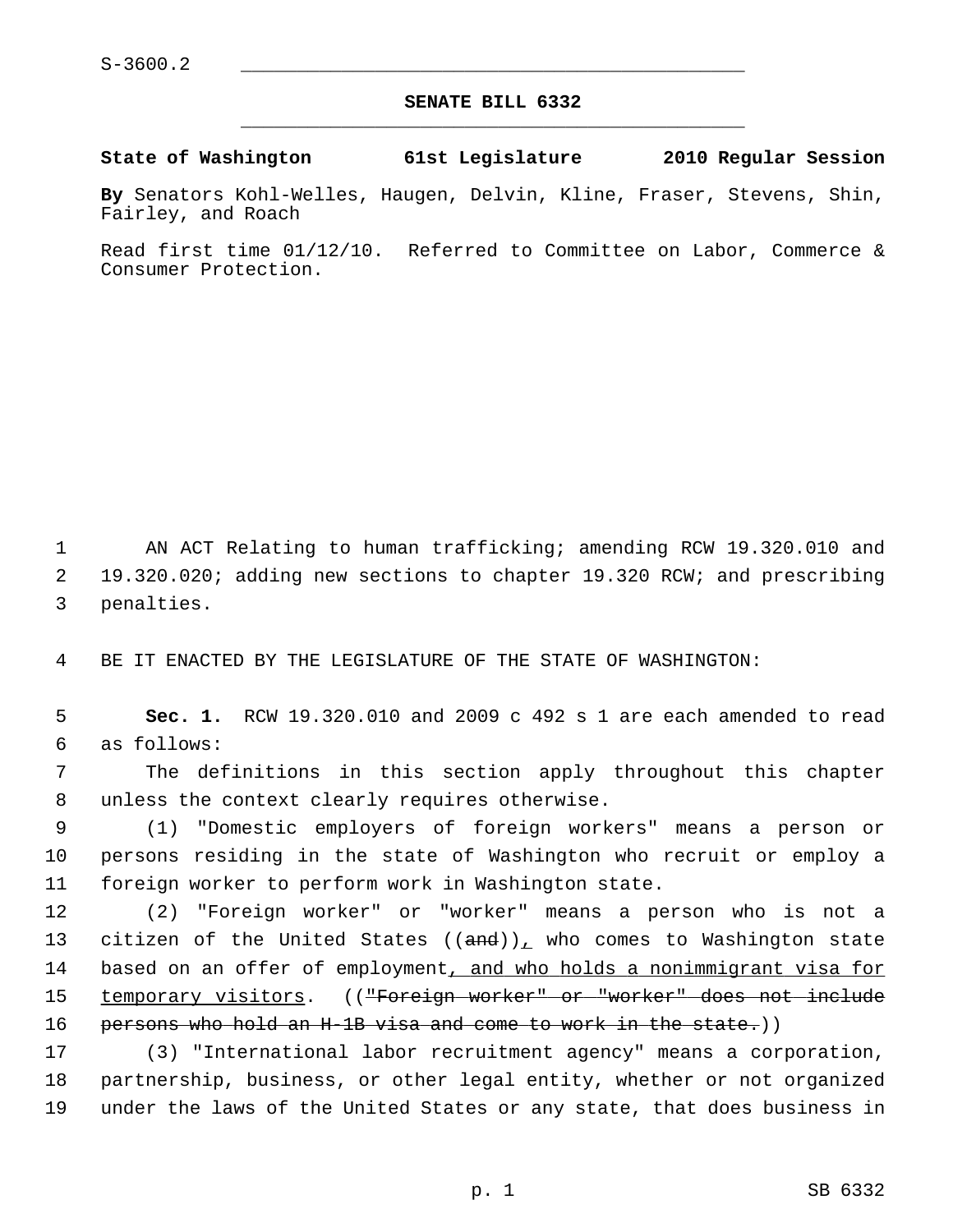S-3600.2

# SENATE BILL 6332

**State of Washington 61st Legislature 2010 Regular Session**

**By** Senators Kohl-Welles, Haugen, Delvin, Kline, Fraser, Stevens, Shin, Fairley, and Roach

Read first time 01/12/10. Referred to Committee on Labor, Commerce & Consumer Protection.

AN ACT Relating to human trafficking; amending RCW 19.320.010 and 19.320.020; adding new sections to chapter 19.320 RCW; and prescribing penalties.

BE IT ENACTED BY THE LEGISLATURE OF THE STATE OF WASHINGTON:

**Sec. 1.** RCW 19.320.010 and 2009 c 492 s 1 are each amended to read as follows:

The definitions in this section apply throughout this chapter unless the context clearly requires otherwise.

(1) "Domestic employers of foreign workers" means a person or persons residing in the state of Washington who recruit or employ a foreign worker to perform work in Washington state.

(2) "Foreign worker" or "worker" means a person who is not a citizen of the United States ((~~and~~)), who comes to Washington state based on an offer of employment, and who holds a nonimmigrant visa for temporary visitors. ((~~"Foreign worker" or "worker" does not include persons who hold an H-1B visa and come to work in the state.~~))

(3) "International labor recruitment agency" means a corporation, partnership, business, or other legal entity, whether or not organized under the laws of the United States or any state, that does business in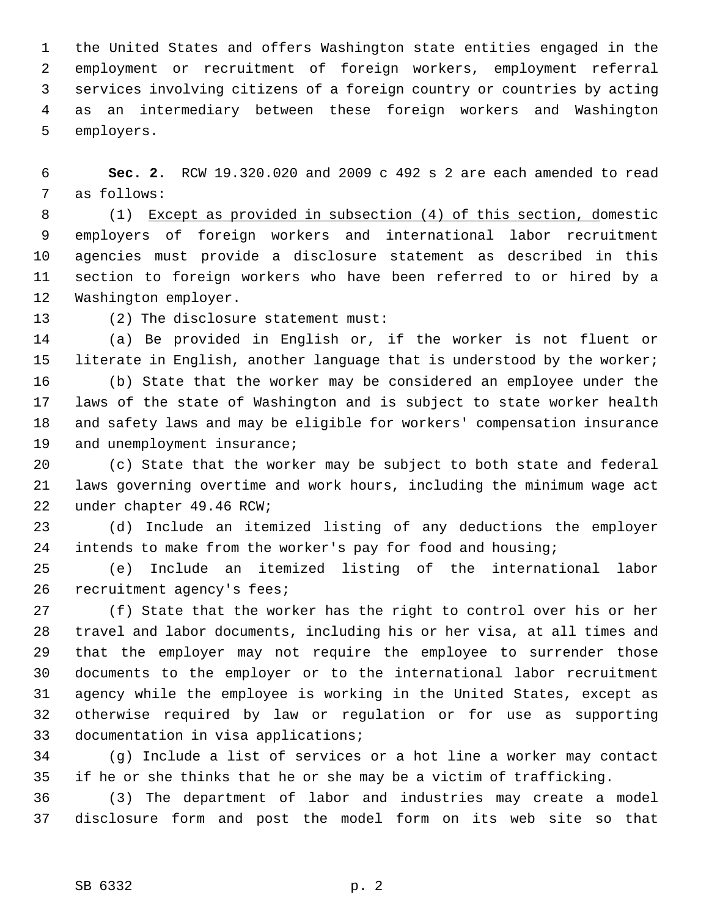the United States and offers Washington state entities engaged in the employment or recruitment of foreign workers, employment referral services involving citizens of a foreign country or countries by acting as an intermediary between these foreign workers and Washington employers.

**Sec. 2.** RCW 19.320.020 and 2009 c 492 s 2 are each amended to read as follows:

(1) <u>Except as provided in subsection (4) of this section, d</u>omestic employers of foreign workers and international labor recruitment agencies must provide a disclosure statement as described in this section to foreign workers who have been referred to or hired by a Washington employer.

(2) The disclosure statement must:

(a) Be provided in English or, if the worker is not fluent or literate in English, another language that is understood by the worker;

(b) State that the worker may be considered an employee under the laws of the state of Washington and is subject to state worker health and safety laws and may be eligible for workers' compensation insurance and unemployment insurance;

(c) State that the worker may be subject to both state and federal laws governing overtime and work hours, including the minimum wage act under chapter 49.46 RCW;

(d) Include an itemized listing of any deductions the employer intends to make from the worker's pay for food and housing;

(e) Include an itemized listing of the international labor recruitment agency's fees;

(f) State that the worker has the right to control over his or her travel and labor documents, including his or her visa, at all times and that the employer may not require the employee to surrender those documents to the employer or to the international labor recruitment agency while the employee is working in the United States, except as otherwise required by law or regulation or for use as supporting documentation in visa applications;

(g) Include a list of services or a hot line a worker may contact if he or she thinks that he or she may be a victim of trafficking.

(3) The department of labor and industries may create a model disclosure form and post the model form on its web site so that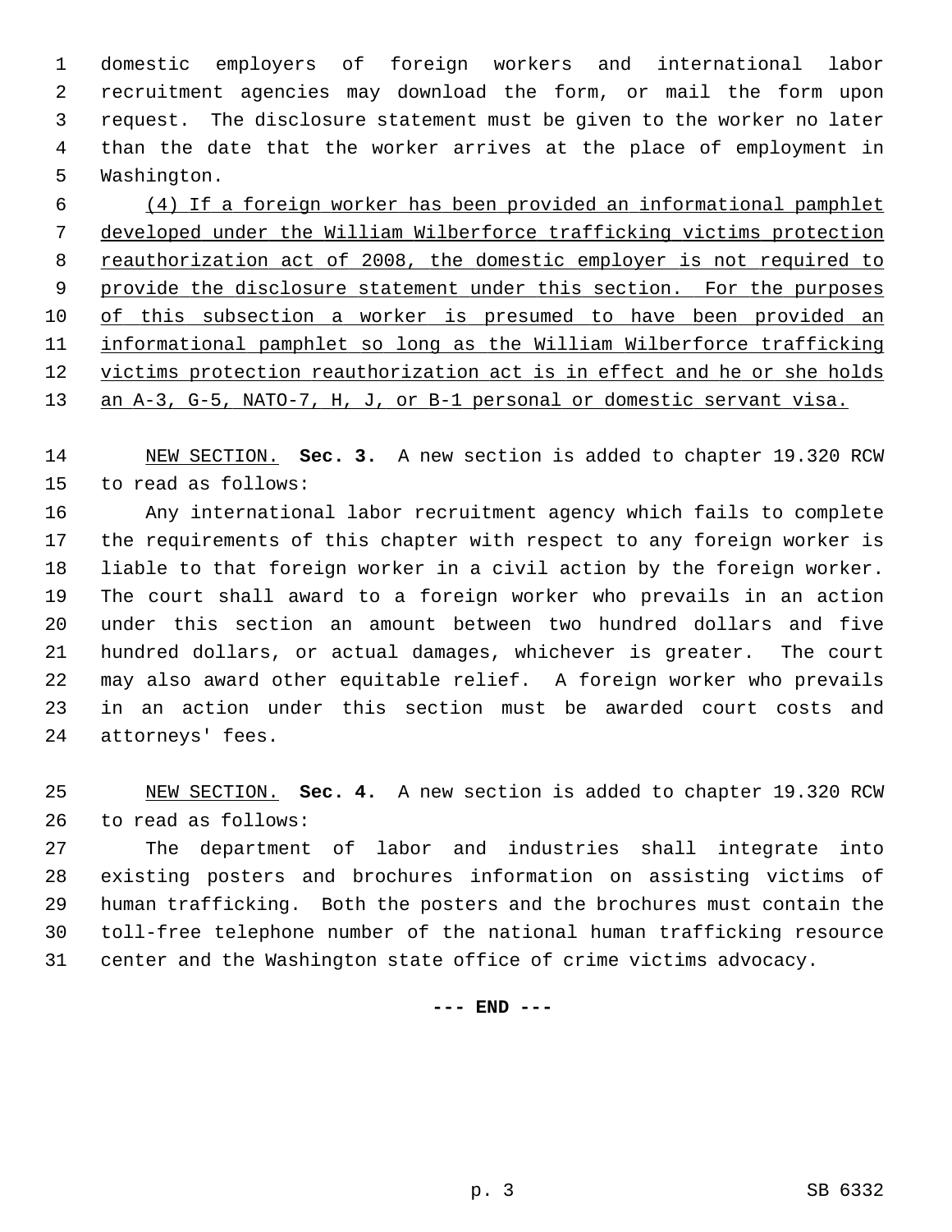domestic employers of foreign workers and international labor recruitment agencies may download the form, or mail the form upon request. The disclosure statement must be given to the worker no later than the date that the worker arrives at the place of employment in Washington.

(4) If a foreign worker has been provided an informational pamphlet developed under the William Wilberforce trafficking victims protection reauthorization act of 2008, the domestic employer is not required to provide the disclosure statement under this section. For the purposes of this subsection a worker is presumed to have been provided an informational pamphlet so long as the William Wilberforce trafficking victims protection reauthorization act is in effect and he or she holds an A-3, G-5, NATO-7, H, J, or B-1 personal or domestic servant visa.

NEW SECTION. **Sec. 3.** A new section is added to chapter 19.320 RCW to read as follows:

Any international labor recruitment agency which fails to complete the requirements of this chapter with respect to any foreign worker is liable to that foreign worker in a civil action by the foreign worker. The court shall award to a foreign worker who prevails in an action under this section an amount between two hundred dollars and five hundred dollars, or actual damages, whichever is greater. The court may also award other equitable relief. A foreign worker who prevails in an action under this section must be awarded court costs and attorneys' fees.

NEW SECTION. **Sec. 4.** A new section is added to chapter 19.320 RCW to read as follows:

The department of labor and industries shall integrate into existing posters and brochures information on assisting victims of human trafficking. Both the posters and the brochures must contain the toll-free telephone number of the national human trafficking resource center and the Washington state office of crime victims advocacy.

**--- END ---**